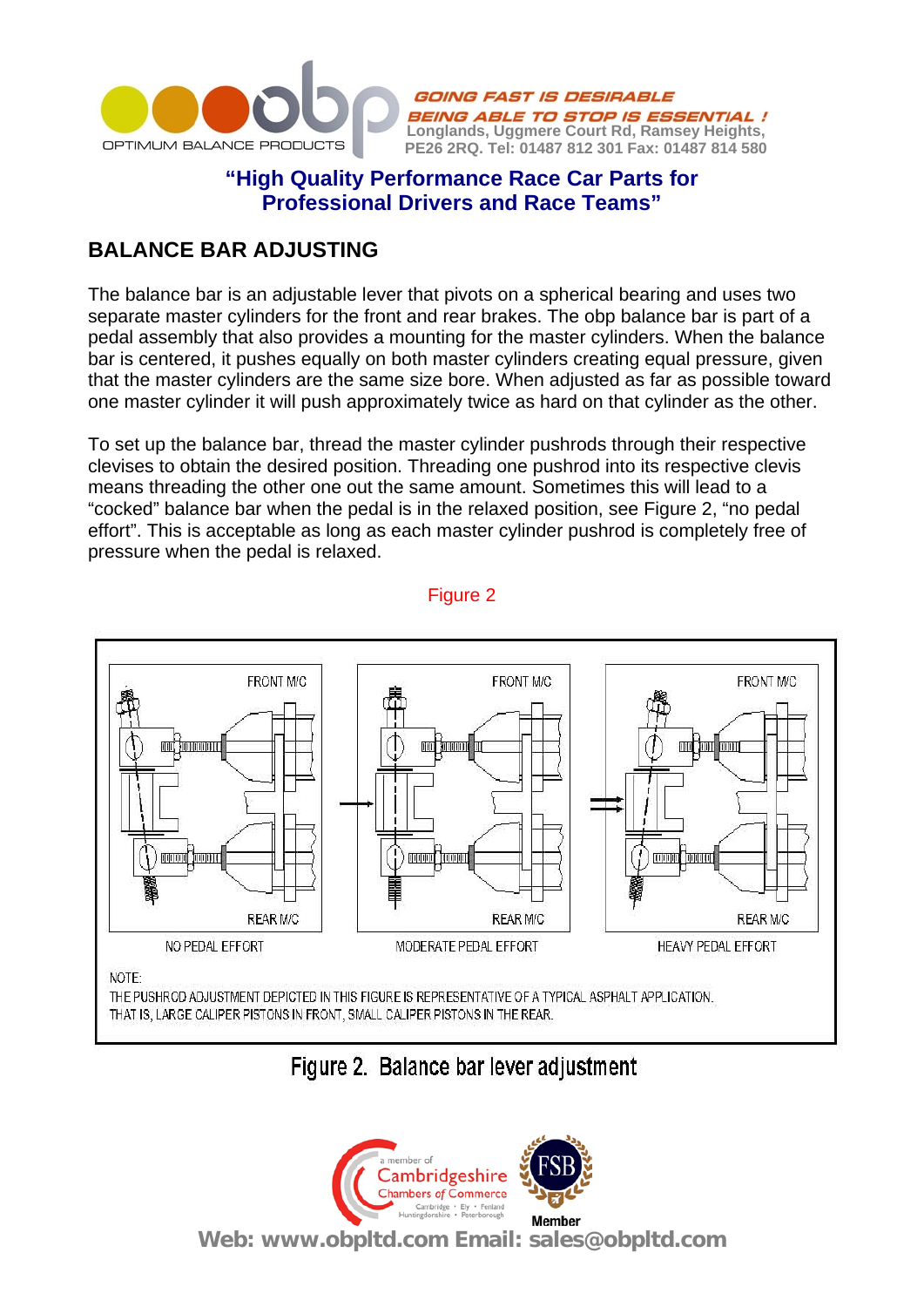GOING FAST IS DESIRABLE
BEING ABLE TO STOP IS ESSENTIAL !
Longlands, Uggmere Court Rd, Ramsey Heights, PE26 2RQ. Tel: 01487 812 301 Fax: 01487 814 580

**"High Quality Performance Race Car Parts for Professional Drivers and Race Teams"**

## BALANCE BAR ADJUSTING

The balance bar is an adjustable lever that pivots on a spherical bearing and uses two separate master cylinders for the front and rear brakes. The obp balance bar is part of a pedal assembly that also provides a mounting for the master cylinders. When the balance bar is centered, it pushes equally on both master cylinders creating equal pressure, given that the master cylinders are the same size bore. When adjusted as far as possible toward one master cylinder it will push approximately twice as hard on that cylinder as the other.

To set up the balance bar, thread the master cylinder pushrods through their respective clevises to obtain the desired position. Threading one pushrod into its respective clevis means threading the other one out the same amount. Sometimes this will lead to a "cocked" balance bar when the pedal is in the relaxed position, see Figure 2, "no pedal effort". This is acceptable as long as each master cylinder pushrod is completely free of pressure when the pedal is relaxed.

Figure 2

FRONT M/C | FRONT M/C | FRONT M/C

REAR M/C | REAR M/C | REAR M/C

NO PEDAL EFFORT | MODERATE PEDAL EFFORT | HEAVY PEDAL EFFORT

NOTE:
THE PUSHROD ADJUSTMENT DEPICTED IN THIS FIGURE IS REPRESENTATIVE OF A TYPICAL ASPHALT APPLICATION. THAT IS, LARGE CALIPER PISTONS IN FRONT, SMALL CALIPER PISTONS IN THE REAR.

Figure 2. Balance bar lever adjustment

Web: www.obpltd.com Email: sales@obpltd.com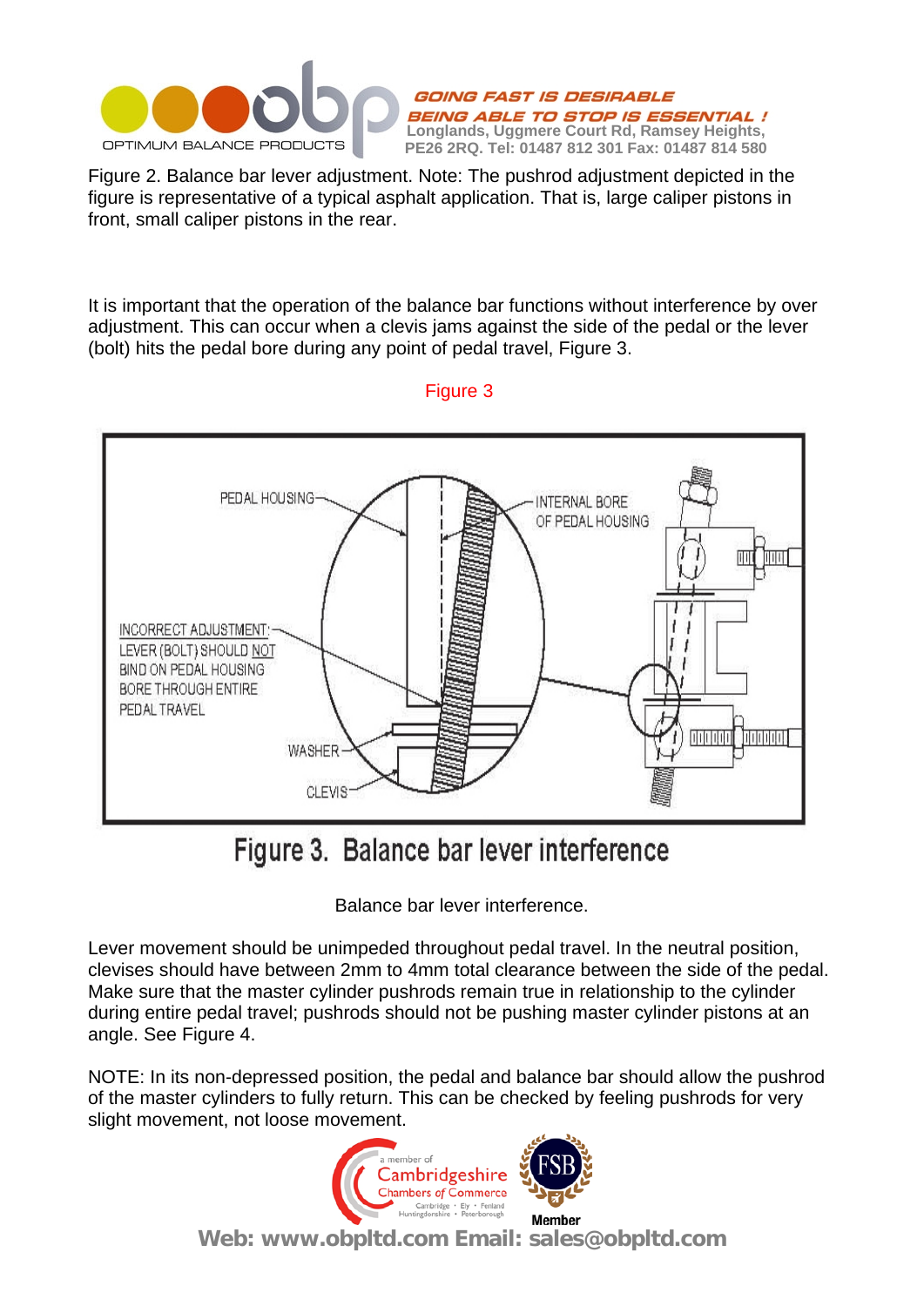Figure 2. Balance bar lever adjustment. Note: The pushrod adjustment depicted in the figure is representative of a typical asphalt application. That is, large caliper pistons in front, small caliper pistons in the rear.

It is important that the operation of the balance bar functions without interference by over adjustment. This can occur when a clevis jams against the side of the pedal or the lever (bolt) hits the pedal bore during any point of pedal travel, Figure 3.

Figure 3

PEDAL HOUSING

INTERNAL BORE OF PEDAL HOUSING

INCORRECT ADJUSTMENT: LEVER (BOLT) SHOULD NOT BIND ON PEDAL HOUSING BORE THROUGH ENTIRE PEDAL TRAVEL

WASHER

CLEVIS

Figure 3. Balance bar lever interference

Balance bar lever interference.

Lever movement should be unimpeded throughout pedal travel. In the neutral position, clevises should have between 2mm to 4mm total clearance between the side of the pedal. Make sure that the master cylinder pushrods remain true in relationship to the cylinder during entire pedal travel; pushrods should not be pushing master cylinder pistons at an angle. See Figure 4.

NOTE: In its non-depressed position, the pedal and balance bar should allow the pushrod of the master cylinders to fully return. This can be checked by feeling pushrods for very slight movement, not loose movement.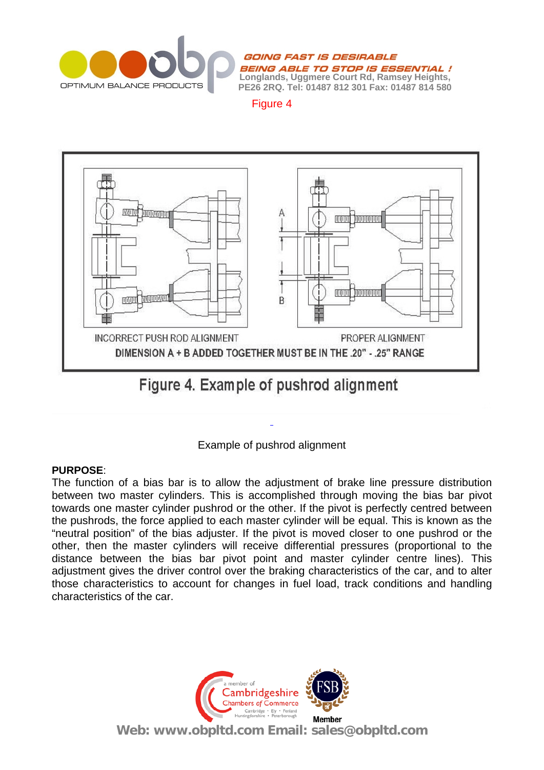Figure 4

INCORRECT PUSH ROD ALIGNMENT

PROPER ALIGNMENT

DIMENSION A + B ADDED TOGETHER MUST BE IN THE .20" - .25" RANGE

Figure 4. Example of pushrod alignment

Example of pushrod alignment

**PURPOSE**:
The function of a bias bar is to allow the adjustment of brake line pressure distribution between two master cylinders. This is accomplished through moving the bias bar pivot towards one master cylinder pushrod or the other. If the pivot is perfectly centred between the pushrods, the force applied to each master cylinder will be equal. This is known as the "neutral position" of the bias adjuster. If the pivot is moved closer to one pushrod or the other, then the master cylinders will receive differential pressures (proportional to the distance between the bias bar pivot point and master cylinder centre lines). This adjustment gives the driver control over the braking characteristics of the car, and to alter those characteristics to account for changes in fuel load, track conditions and handling characteristics of the car.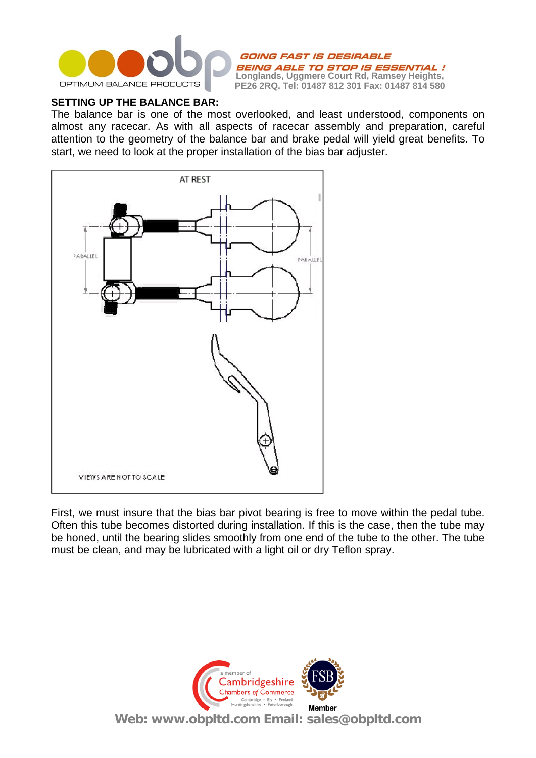## SETTING UP THE BALANCE BAR:

The balance bar is one of the most overlooked, and least understood, components on almost any racecar. As with all aspects of racecar assembly and preparation, careful attention to the geometry of the balance bar and brake pedal will yield great benefits. To start, we need to look at the proper installation of the bias bar adjuster.

First, we must insure that the bias bar pivot bearing is free to move within the pedal tube. Often this tube becomes distorted during installation. If this is the case, then the tube may be honed, until the bearing slides smoothly from one end of the tube to the other. The tube must be clean, and may be lubricated with a light oil or dry Teflon spray.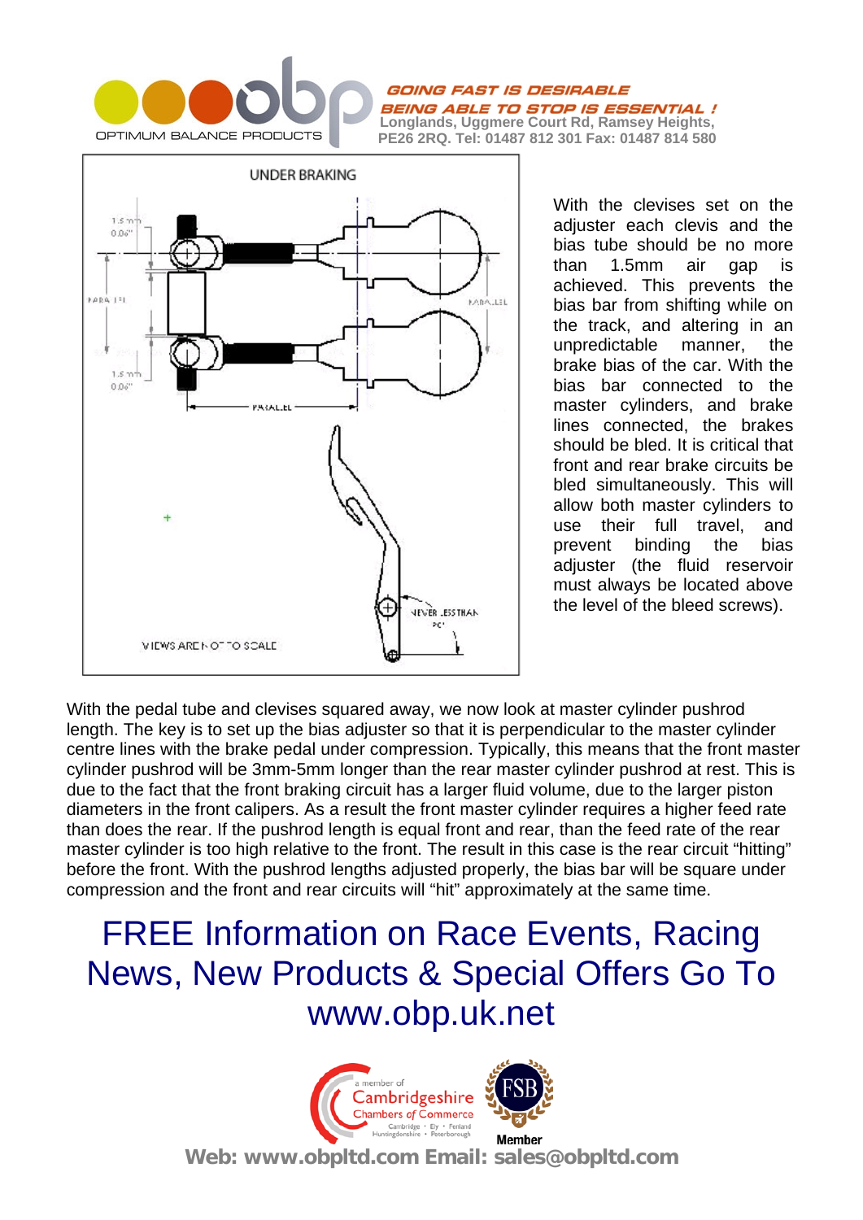GOING FAST IS DESIRABLE
BEING ABLE TO STOP IS ESSENTIAL !
Longlands, Uggmere Court Rd, Ramsey Heights, PE26 2RQ. Tel: 01487 812 301 Fax: 01487 814 580

UNDER BRAKING

1.5 mm
0.06"

PARALLEL

PARALLEL

1.5 mm
0.06"

PARALLEL

NEVER LESS THAN 90°

VIEWS ARE NOT TO SCALE

With the clevises set on the adjuster each clevis and the bias tube should be no more than 1.5mm air gap is achieved. This prevents the bias bar from shifting while on the track, and altering in an unpredictable manner, the brake bias of the car. With the bias bar connected to the master cylinders, and brake lines connected, the brakes should be bled. It is critical that front and rear brake circuits be bled simultaneously. This will allow both master cylinders to use their full travel, and prevent binding the bias adjuster (the fluid reservoir must always be located above the level of the bleed screws).

With the pedal tube and clevises squared away, we now look at master cylinder pushrod length. The key is to set up the bias adjuster so that it is perpendicular to the master cylinder centre lines with the brake pedal under compression. Typically, this means that the front master cylinder pushrod will be 3mm-5mm longer than the rear master cylinder pushrod at rest. This is due to the fact that the front braking circuit has a larger fluid volume, due to the larger piston diameters in the front calipers. As a result the front master cylinder requires a higher feed rate than does the rear. If the pushrod length is equal front and rear, than the feed rate of the rear master cylinder is too high relative to the front. The result in this case is the rear circuit “hitting” before the front. With the pushrod lengths adjusted properly, the bias bar will be square under compression and the front and rear circuits will “hit” approximately at the same time.

# FREE Information on Race Events, Racing News, New Products & Special Offers Go To www.obp.uk.net

a member of Cambridgeshire Chambers of Commerce
Cambridge • Ely • Fenland
Huntingdonshire • Peterborough

FSB Member

**Web: www.obpltd.com Email: sales@obpltd.com**